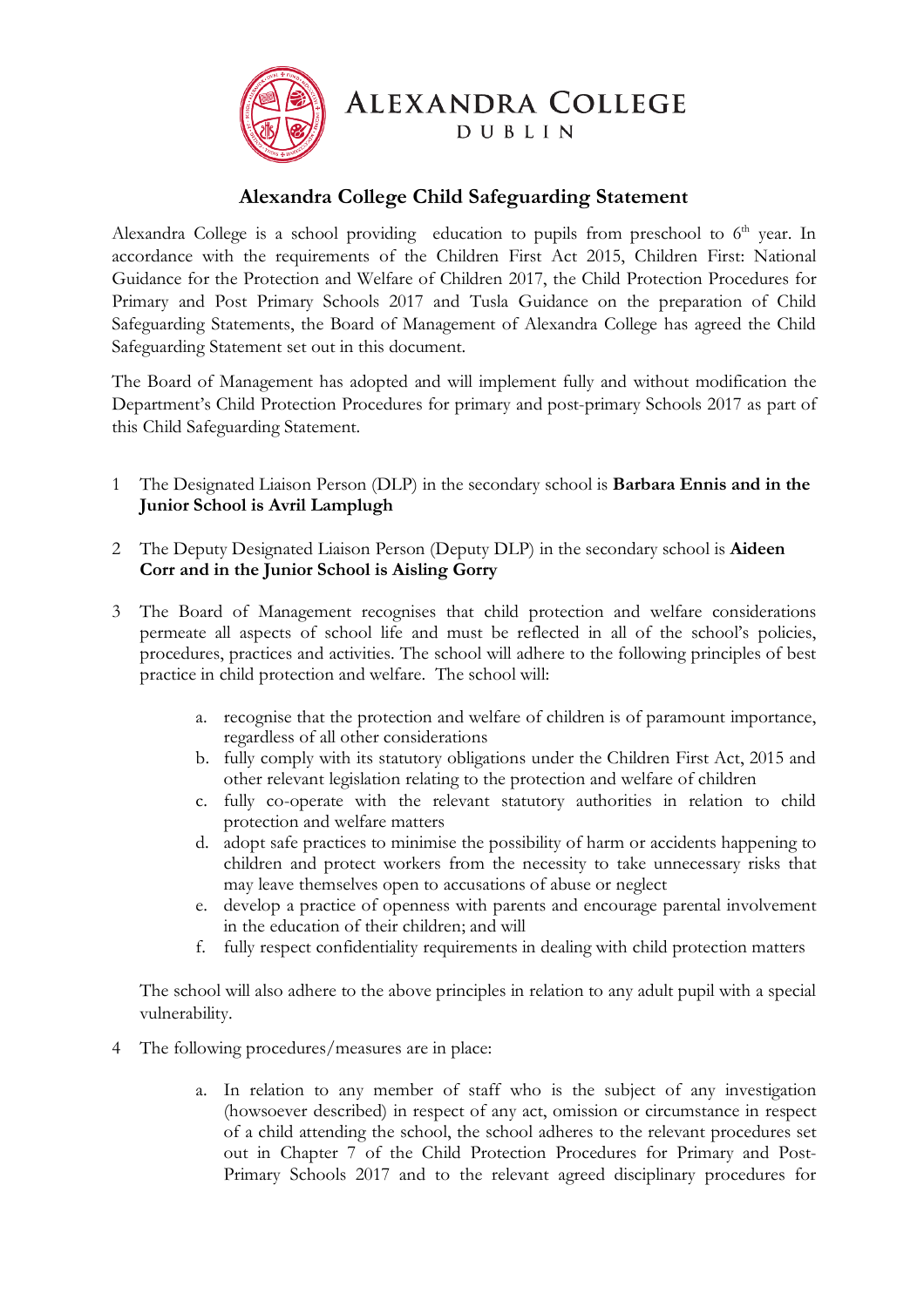ALEXANDRA COLLEGE
DUBLIN

# Alexandra College Child Safeguarding Statement

Alexandra College is a school providing education to pupils from preschool to 6th year. In accordance with the requirements of the Children First Act 2015, Children First: National Guidance for the Protection and Welfare of Children 2017, the Child Protection Procedures for Primary and Post Primary Schools 2017 and Tusla Guidance on the preparation of Child Safeguarding Statements, the Board of Management of Alexandra College has agreed the Child Safeguarding Statement set out in this document.

The Board of Management has adopted and will implement fully and without modification the Department's Child Protection Procedures for primary and post-primary Schools 2017 as part of this Child Safeguarding Statement.

1 The Designated Liaison Person (DLP) in the secondary school is **Barbara Ennis and in the Junior School is Avril Lamplugh**

2 The Deputy Designated Liaison Person (Deputy DLP) in the secondary school is **Aideen Corr and in the Junior School is Aisling Gorry**

3 The Board of Management recognises that child protection and welfare considerations permeate all aspects of school life and must be reflected in all of the school's policies, procedures, practices and activities. The school will adhere to the following principles of best practice in child protection and welfare. The school will:

   a. recognise that the protection and welfare of children is of paramount importance, regardless of all other considerations
   b. fully comply with its statutory obligations under the Children First Act, 2015 and other relevant legislation relating to the protection and welfare of children
   c. fully co-operate with the relevant statutory authorities in relation to child protection and welfare matters
   d. adopt safe practices to minimise the possibility of harm or accidents happening to children and protect workers from the necessity to take unnecessary risks that may leave themselves open to accusations of abuse or neglect
   e. develop a practice of openness with parents and encourage parental involvement in the education of their children; and will
   f. fully respect confidentiality requirements in dealing with child protection matters

   The school will also adhere to the above principles in relation to any adult pupil with a special vulnerability.

4 The following procedures/measures are in place:

   a. In relation to any member of staff who is the subject of any investigation (howsoever described) in respect of any act, omission or circumstance in respect of a child attending the school, the school adheres to the relevant procedures set out in Chapter 7 of the Child Protection Procedures for Primary and Post-Primary Schools 2017 and to the relevant agreed disciplinary procedures for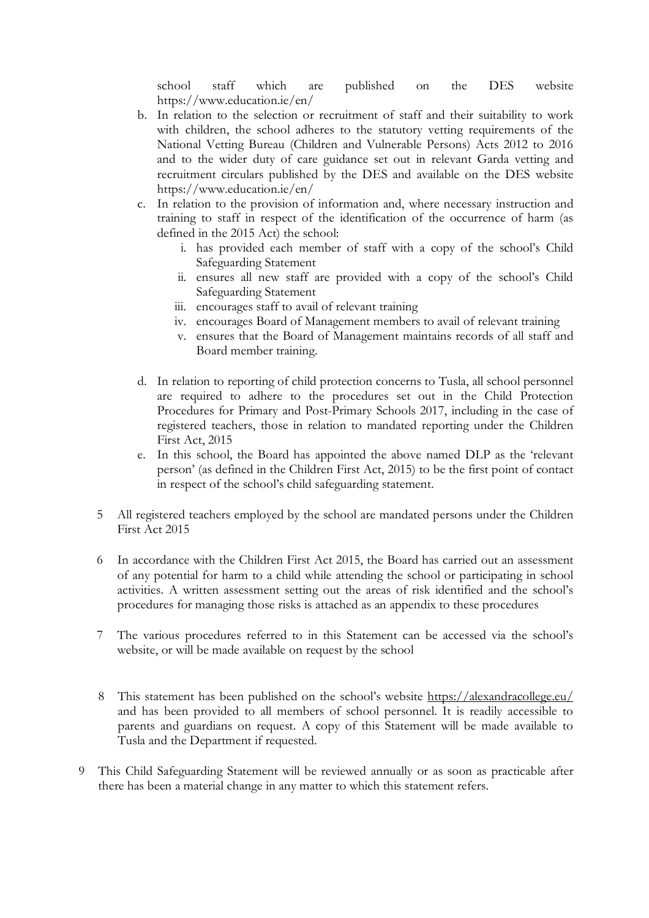school staff which are published on the DES website https://www.education.ie/en/

b. In relation to the selection or recruitment of staff and their suitability to work with children, the school adheres to the statutory vetting requirements of the National Vetting Bureau (Children and Vulnerable Persons) Acts 2012 to 2016 and to the wider duty of care guidance set out in relevant Garda vetting and recruitment circulars published by the DES and available on the DES website https://www.education.ie/en/

c. In relation to the provision of information and, where necessary instruction and training to staff in respect of the identification of the occurrence of harm (as defined in the 2015 Act) the school:
    i. has provided each member of staff with a copy of the school's Child Safeguarding Statement
    ii. ensures all new staff are provided with a copy of the school's Child Safeguarding Statement
    iii. encourages staff to avail of relevant training
    iv. encourages Board of Management members to avail of relevant training
    v. ensures that the Board of Management maintains records of all staff and Board member training.

d. In relation to reporting of child protection concerns to Tusla, all school personnel are required to adhere to the procedures set out in the Child Protection Procedures for Primary and Post-Primary Schools 2017, including in the case of registered teachers, those in relation to mandated reporting under the Children First Act, 2015

e. In this school, the Board has appointed the above named DLP as the 'relevant person' (as defined in the Children First Act, 2015) to be the first point of contact in respect of the school's child safeguarding statement.

5 All registered teachers employed by the school are mandated persons under the Children First Act 2015

6 In accordance with the Children First Act 2015, the Board has carried out an assessment of any potential for harm to a child while attending the school or participating in school activities. A written assessment setting out the areas of risk identified and the school's procedures for managing those risks is attached as an appendix to these procedures

7 The various procedures referred to in this Statement can be accessed via the school's website, or will be made available on request by the school

8 This statement has been published on the school's website https://alexandracollege.eu/ and has been provided to all members of school personnel. It is readily accessible to parents and guardians on request. A copy of this Statement will be made available to Tusla and the Department if requested.

9 This Child Safeguarding Statement will be reviewed annually or as soon as practicable after there has been a material change in any matter to which this statement refers.